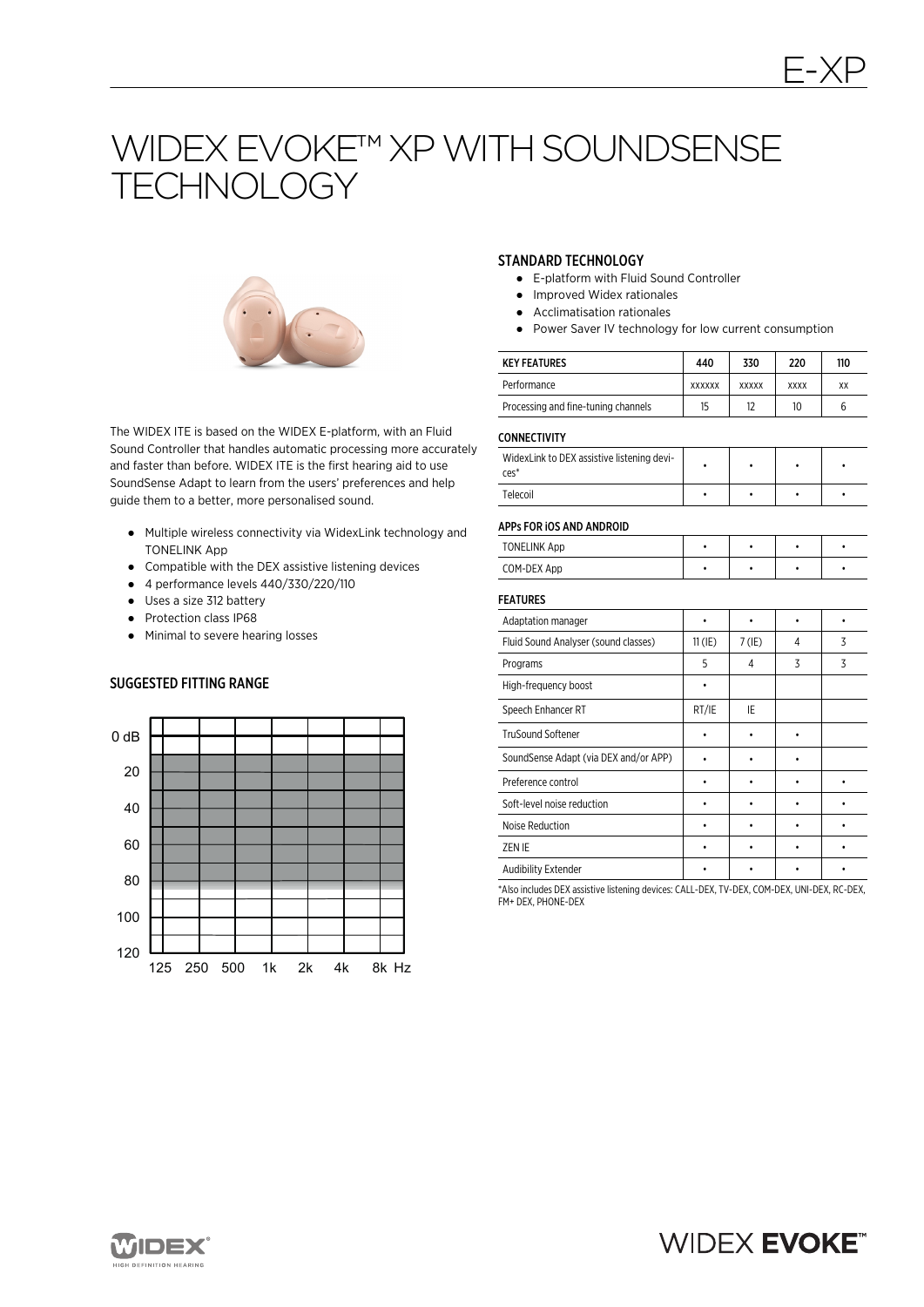# WIDEX EVOKE™ XP WITH SOUNDSENSE TECHNOLOGY

The WIDEX ITE is based on the WIDEX E-platform, with an Fluid Sound Controller that handles automatic processing more accurately and faster than before. WIDEX ITE is the first hearing aid to use SoundSense Adapt to learn from the users' preferences and help guide them to a better, more personalised sound.

- Multiple wireless connectivity via WidexLink technology and TONELINK App
- Compatible with the DEX assistive listening devices
- 4 performance levels 440/330/220/110
- Uses a size 312 battery
- Protection class IP68
- Minimal to severe hearing losses

## SUGGESTED FITTING RANGE

0 dB, 20, 40, 60, 80, 100, 120

125, 250, 500, 1k, 2k, 4k, 8k Hz

## STANDARD TECHNOLOGY

- E-platform with Fluid Sound Controller
- Improved Widex rationales
- Acclimatisation rationales
- Power Saver IV technology for low current consumption

| KEY FEATURES | 440 | 330 | 220 | 110 |
|---|---|---|---|---|
| Performance | XXXXXX | XXXXX | XXXX | XX |
| Processing and fine-tuning channels | 15 | 12 | 10 | 6 |
| **CONNECTIVITY** | | | | |
| WidexLink to DEX assistive listening devices* | • | • | • | • |
| Telecoil | • | • | • | • |
| **APPs FOR iOS AND ANDROID** | | | | |
| TONELINK App | • | • | • | • |
| COM-DEX App | • | • | • | • |
| **FEATURES** | | | | |
| Adaptation manager | • | • | • | • |
| Fluid Sound Analyser (sound classes) | 11 (IE) | 7 (IE) | 4 | 3 |
| Programs | 5 | 4 | 3 | 3 |
| High-frequency boost | • | | | |
| Speech Enhancer RT | RT/IE | IE | | |
| TruSound Softener | • | • | • | |
| SoundSense Adapt (via DEX and/or APP) | • | • | • | |
| Preference control | • | • | • | • |
| Soft-level noise reduction | • | • | • | • |
| Noise Reduction | • | • | • | • |
| ZEN IE | • | • | • | • |
| Audibility Extender | • | • | • | • |

*Also includes DEX assistive listening devices: CALL-DEX, TV-DEX, COM-DEX, UNI-DEX, RC-DEX, FM+ DEX, PHONE-DEX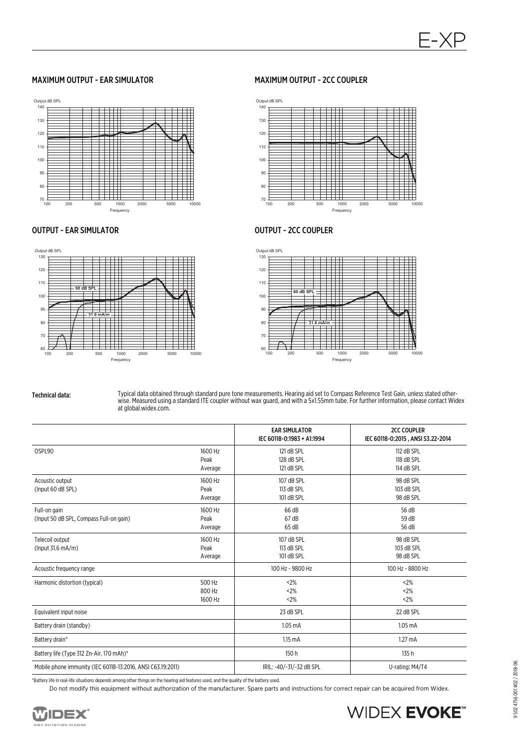E-XP

## MAXIMUM OUTPUT - EAR SIMULATOR

Output dB SPL
140
130
120
110
100
90
80
70
100 200 500 1000 2000 5000 10000
Frequency

## MAXIMUM OUTPUT - 2CC COUPLER

Output dB SPL
140
130
120
110
100
90
80
70
100 200 500 1000 2000 5000 10000
Frequency

## OUTPUT - EAR SIMULATOR

Output dB SPL
130
120
110
100
90
80
70
60
60 dB SPL
31.6 mA/m
100 200 500 1000 2000 5000 10000
Frequency

## OUTPUT - 2CC COUPLER

Output dB SPL
130
120
110
100
90
80
70
60
60 dB SPL
31.6 mA/m
100 200 500 1000 2000 5000 10000
Frequency

**Technical data:**

Typical data obtained through standard pure tone measurements. Hearing aid set to Compass Reference Test Gain, unless stated otherwise. Measured using a standard ITE coupler without wax guard, and with a 5x1.55mm tube. For further information, please contact Widex at global.widex.com.

| | | EAR SIMULATOR IEC 60118-0:1983 + A1:1994 | 2CC COUPLER IEC 60118-0:2015 , ANSI S3.22-2014 |
|---|---|---|---|
| OSPL90 | 1600 Hz<br>Peak<br>Average | 121 dB SPL<br>128 dB SPL<br>121 dB SPL | 112 dB SPL<br>118 dB SPL<br>114 dB SPL |
| Acoustic output (Input 60 dB SPL) | 1600 Hz<br>Peak<br>Average | 107 dB SPL<br>113 dB SPL<br>101 dB SPL | 98 dB SPL<br>103 dB SPL<br>98 dB SPL |
| Full-on gain (Input 50 dB SPL, Compass Full-on gain) | 1600 Hz<br>Peak<br>Average | 66 dB<br>67 dB<br>65 dB | 56 dB<br>59 dB<br>56 dB |
| Telecoil output (Input 31.6 mA/m) | 1600 Hz<br>Peak<br>Average | 107 dB SPL<br>113 dB SPL<br>101 dB SPL | 98 dB SPL<br>103 dB SPL<br>98 dB SPL |
| Acoustic frequency range | | 100 Hz - 9800 Hz | 100 Hz - 8800 Hz |
| Harmonic distortion (typical) | 500 Hz<br>800 Hz<br>1600 Hz | <2%<br><2%<br><2% | <2%<br><2%<br><2% |
| Equivalent input noise | | 23 dB SPL | 22 dB SPL |
| Battery drain (standby) | | 1.05 mA | 1.05 mA |
| Battery drain* | | 1.15 mA | 1.27 mA |
| Battery life (Type 312 Zn-Air, 170 mAh)* | | 150 h | 135 h |
| Mobile phone immunity (IEC 60118-13:2016, ANSI C63.19:2011) | | IRIL: -40/-31/-32 dB SPL | U-rating: M4/T4 |

*Battery life in real-life situations depends among other things on the hearing aid features used, and the quality of the battery used.

Do not modify this equipment without authorization of the manufacturer. Spare parts and instructions for correct repair can be acquired from Widex.

WIDEX® HIGH DEFINITION HEARING

WIDEX EVOKE™

9 502 4756 001 #02 / 2018-06